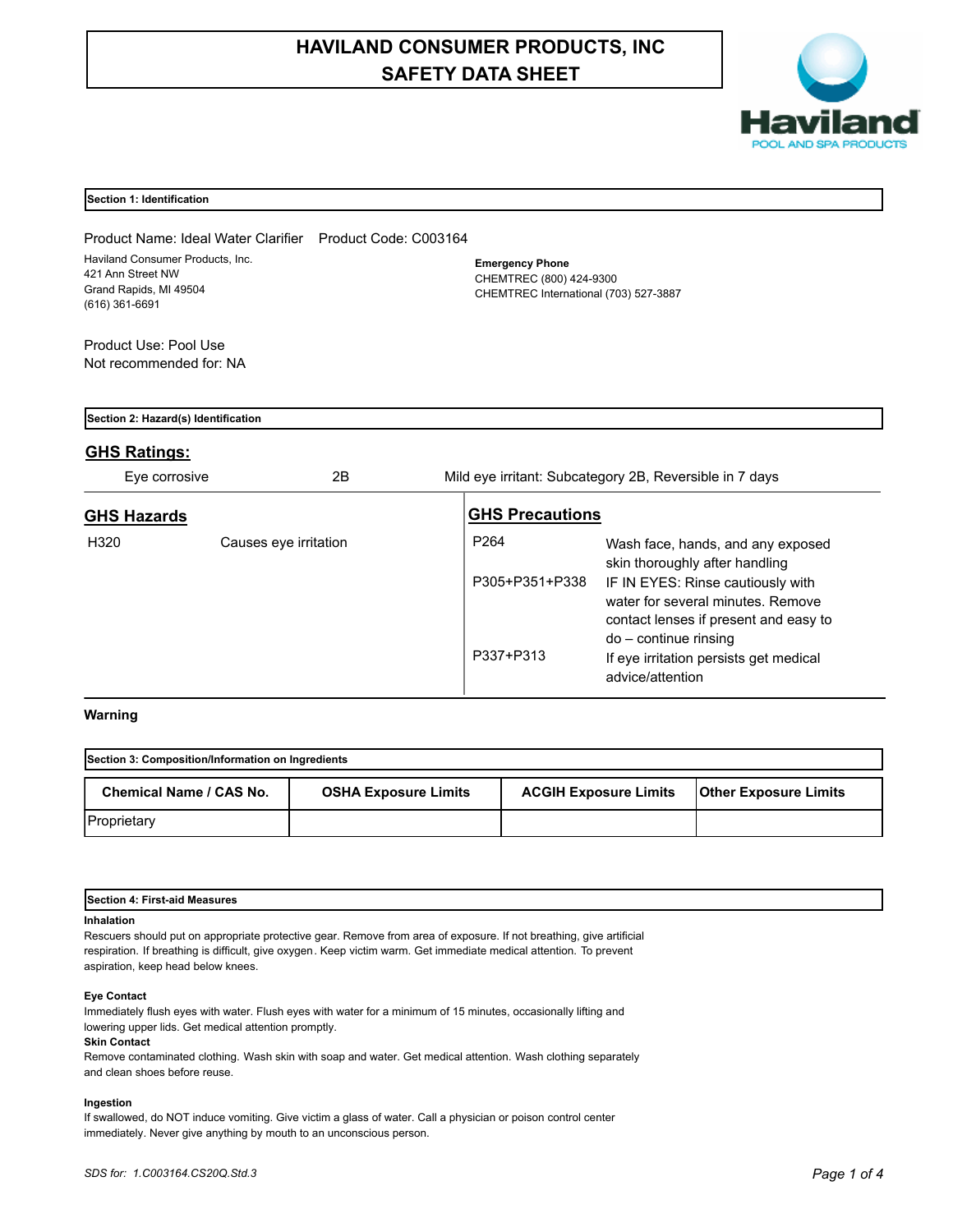# HAVILAND CONSUMER PRODUCTS, INC
# SAFETY DATA SHEET

## Section 1: Identification

Product Name: Ideal Water Clarifier   Product Code: C003164

Haviland Consumer Products, Inc.
421 Ann Street NW
Grand Rapids, MI 49504
(616) 361-6691

**Emergency Phone**
CHEMTREC (800) 424-9300
CHEMTREC International (703) 527-3887

Product Use: Pool Use
Not recommended for: NA

## Section 2: Hazard(s) Identification

### GHS Ratings:

| | | |
|---|---|---|
| Eye corrosive | 2B | Mild eye irritant: Subcategory 2B, Reversible in 7 days |

### GHS Hazards

| | |
|---|---|
| H320 | Causes eye irritation |

### GHS Precautions

| | |
|---|---|
| P264 | Wash face, hands, and any exposed skin thoroughly after handling |
| P305+P351+P338 | IF IN EYES: Rinse cautiously with water for several minutes. Remove contact lenses if present and easy to do – continue rinsing |
| P337+P313 | If eye irritation persists get medical advice/attention |

**Warning**

## Section 3: Composition/Information on Ingredients

| Chemical Name / CAS No. | OSHA Exposure Limits | ACGIH Exposure Limits | Other Exposure Limits |
|---|---|---|---|
| Proprietary | | | |

## Section 4: First-aid Measures

**Inhalation**
Rescuers should put on appropriate protective gear. Remove from area of exposure. If not breathing, give artificial respiration. If breathing is difficult, give oxygen. Keep victim warm. Get immediate medical attention. To prevent aspiration, keep head below knees.

**Eye Contact**
Immediately flush eyes with water. Flush eyes with water for a minimum of 15 minutes, occasionally lifting and lowering upper lids. Get medical attention promptly.

**Skin Contact**
Remove contaminated clothing. Wash skin with soap and water. Get medical attention. Wash clothing separately and clean shoes before reuse.

**Ingestion**
If swallowed, do NOT induce vomiting. Give victim a glass of water. Call a physician or poison control center immediately. Never give anything by mouth to an unconscious person.

*SDS for: 1.C003164.CS20Q.Std.3*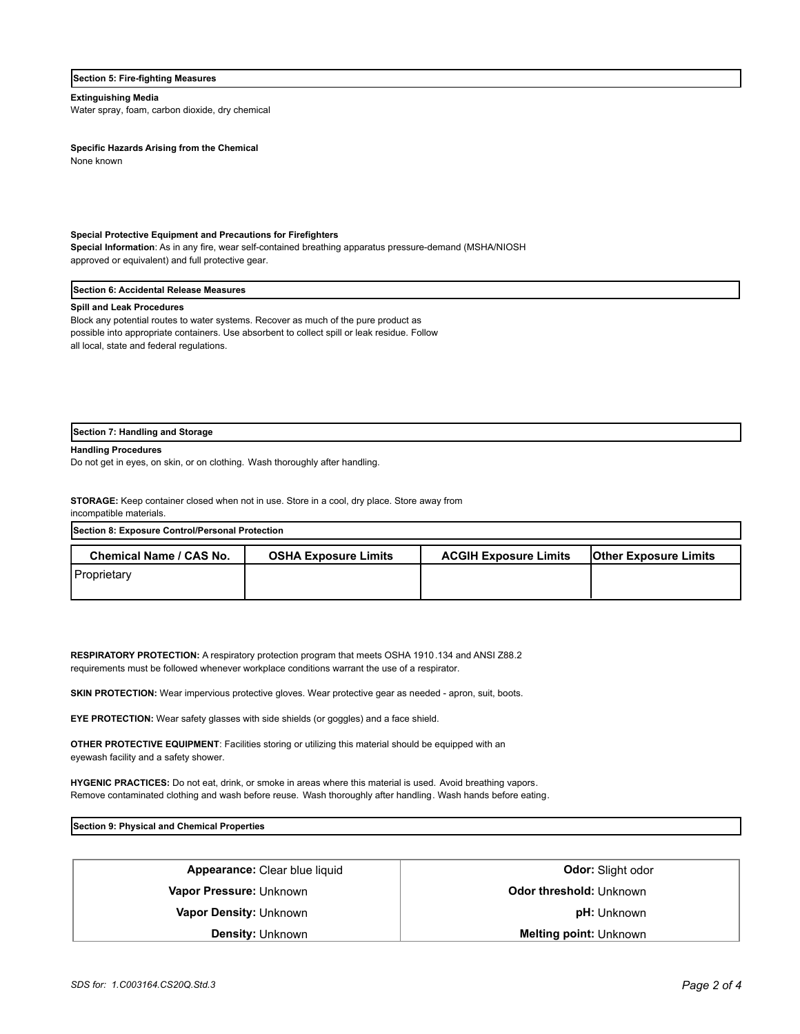## Section 5: Fire-fighting Measures

**Extinguishing Media**
Water spray, foam, carbon dioxide, dry chemical

**Specific Hazards Arising from the Chemical**
None known

**Special Protective Equipment and Precautions for Firefighters**
**Special Information**: As in any fire, wear self-contained breathing apparatus pressure-demand (MSHA/NIOSH approved or equivalent) and full protective gear.

## Section 6: Accidental Release Measures

**Spill and Leak Procedures**
Block any potential routes to water systems. Recover as much of the pure product as possible into appropriate containers. Use absorbent to collect spill or leak residue. Follow all local, state and federal regulations.

## Section 7: Handling and Storage

**Handling Procedures**
Do not get in eyes, on skin, or on clothing. Wash thoroughly after handling.

**STORAGE:** Keep container closed when not in use. Store in a cool, dry place. Store away from incompatible materials.

## Section 8: Exposure Control/Personal Protection

| Chemical Name / CAS No. | OSHA Exposure Limits | ACGIH Exposure Limits | Other Exposure Limits |
|---|---|---|---|
| Proprietary | | | |

**RESPIRATORY PROTECTION:** A respiratory protection program that meets OSHA 1910.134 and ANSI Z88.2 requirements must be followed whenever workplace conditions warrant the use of a respirator.

**SKIN PROTECTION:** Wear impervious protective gloves. Wear protective gear as needed - apron, suit, boots.

**EYE PROTECTION:** Wear safety glasses with side shields (or goggles) and a face shield.

**OTHER PROTECTIVE EQUIPMENT**: Facilities storing or utilizing this material should be equipped with an eyewash facility and a safety shower.

**HYGENIC PRACTICES:** Do not eat, drink, or smoke in areas where this material is used. Avoid breathing vapors. Remove contaminated clothing and wash before reuse. Wash thoroughly after handling. Wash hands before eating.

## Section 9: Physical and Chemical Properties

| | |
|---|---|
| **Appearance:** Clear blue liquid | **Odor:** Slight odor |
| **Vapor Pressure:** Unknown | **Odor threshold:** Unknown |
| **Vapor Density:** Unknown | **pH:** Unknown |
| **Density:** Unknown | **Melting point:** Unknown |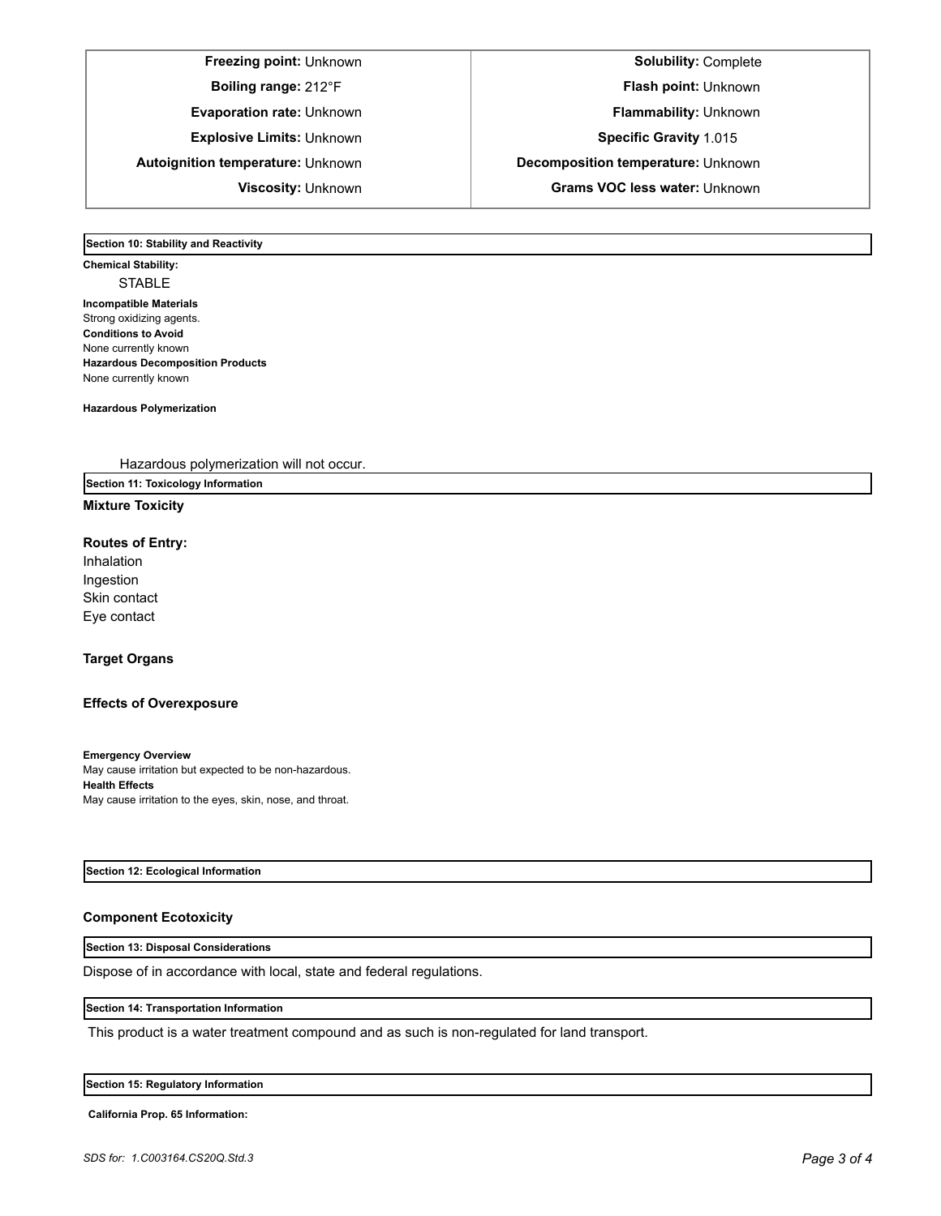| | |
|---|---|
| **Freezing point:** Unknown | **Solubility:** Complete |
| **Boiling range:** 212°F | **Flash point:** Unknown |
| **Evaporation rate:** Unknown | **Flammability:** Unknown |
| **Explosive Limits:** Unknown | **Specific Gravity** 1.015 |
| **Autoignition temperature:** Unknown | **Decomposition temperature:** Unknown |
| **Viscosity:** Unknown | **Grams VOC less water:** Unknown |

## Section 10: Stability and Reactivity

**Chemical Stability:**

STABLE

**Incompatible Materials**
Strong oxidizing agents.

**Conditions to Avoid**
None currently known

**Hazardous Decomposition Products**
None currently known

**Hazardous Polymerization**

Hazardous polymerization will not occur.

## Section 11: Toxicology Information

**Mixture Toxicity**

**Routes of Entry:**
Inhalation
Ingestion
Skin contact
Eye contact

**Target Organs**

**Effects of Overexposure**

**Emergency Overview**
May cause irritation but expected to be non-hazardous.

**Health Effects**
May cause irritation to the eyes, skin, nose, and throat.

## Section 12: Ecological Information

**Component Ecotoxicity**

## Section 13: Disposal Considerations

Dispose of in accordance with local, state and federal regulations.

## Section 14: Transportation Information

This product is a water treatment compound and as such is non-regulated for land transport.

## Section 15: Regulatory Information

**California Prop. 65 Information:**

*SDS for: 1.C003164.CS20Q.Std.3*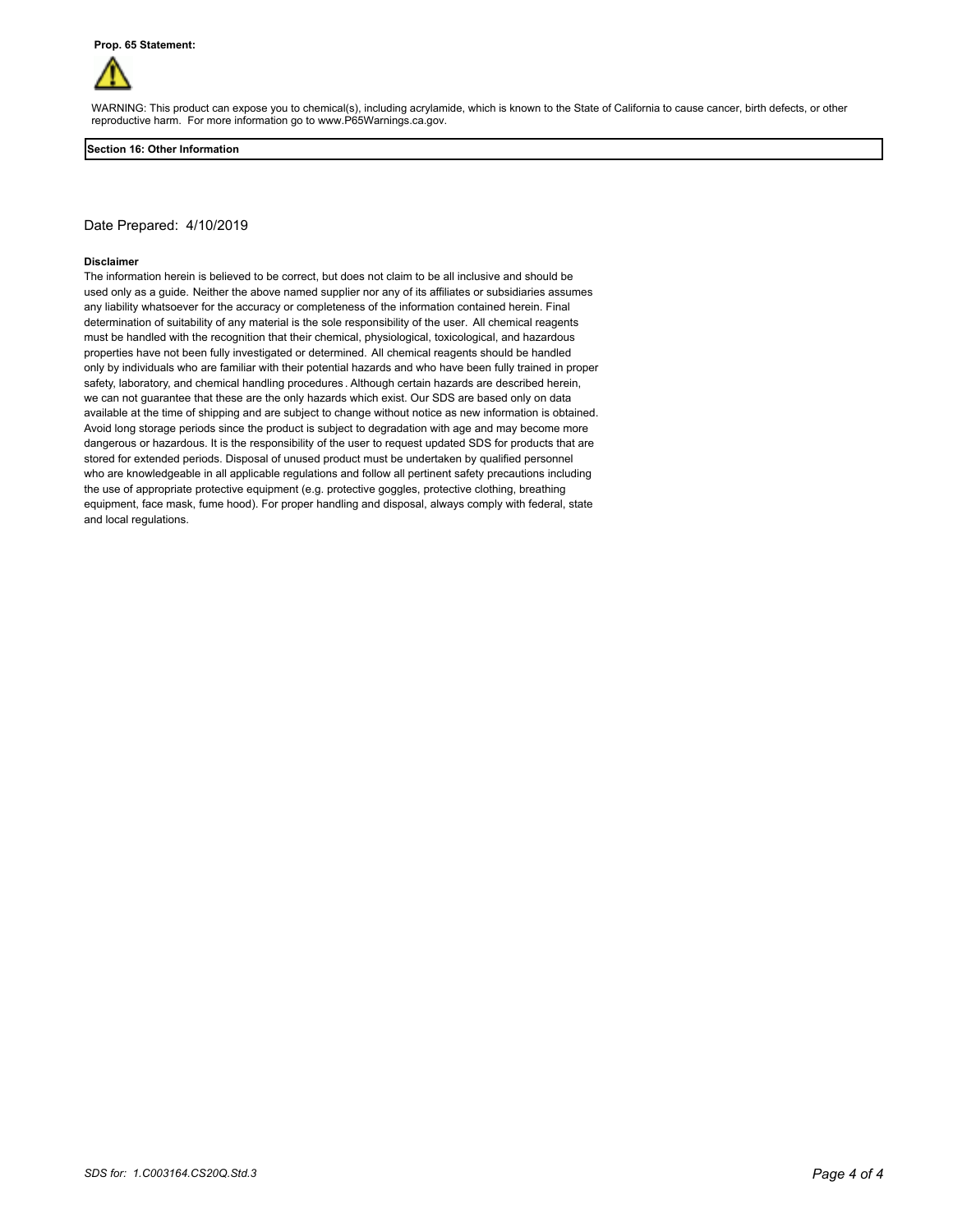**Prop. 65 Statement:**

WARNING: This product can expose you to chemical(s), including acrylamide, which is known to the State of California to cause cancer, birth defects, or other reproductive harm. For more information go to www.P65Warnings.ca.gov.

**Section 16: Other Information**

Date Prepared: 4/10/2019

**Disclaimer**

The information herein is believed to be correct, but does not claim to be all inclusive and should be used only as a guide. Neither the above named supplier nor any of its affiliates or subsidiaries assumes any liability whatsoever for the accuracy or completeness of the information contained herein. Final determination of suitability of any material is the sole responsibility of the user. All chemical reagents must be handled with the recognition that their chemical, physiological, toxicological, and hazardous properties have not been fully investigated or determined. All chemical reagents should be handled only by individuals who are familiar with their potential hazards and who have been fully trained in proper safety, laboratory, and chemical handling procedures. Although certain hazards are described herein, we can not guarantee that these are the only hazards which exist. Our SDS are based only on data available at the time of shipping and are subject to change without notice as new information is obtained. Avoid long storage periods since the product is subject to degradation with age and may become more dangerous or hazardous. It is the responsibility of the user to request updated SDS for products that are stored for extended periods. Disposal of unused product must be undertaken by qualified personnel who are knowledgeable in all applicable regulations and follow all pertinent safety precautions including the use of appropriate protective equipment (e.g. protective goggles, protective clothing, breathing equipment, face mask, fume hood). For proper handling and disposal, always comply with federal, state and local regulations.

*SDS for: 1.C003164.CS20Q.Std.3*